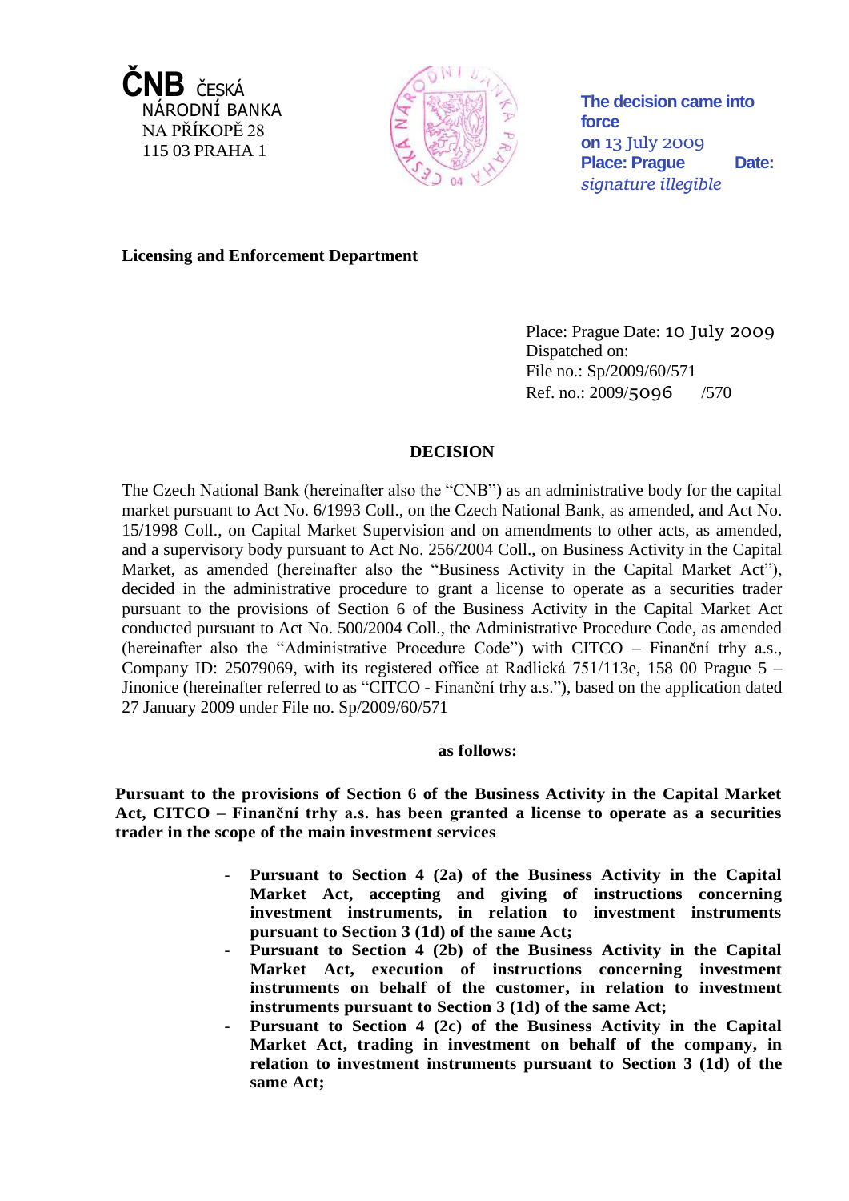**ČNB** ČESKÁ
NÁRODNÍ BANKA
NA PŘÍKOPĚ 28
115 03 PRAHA 1

The decision came into force
on 13 July 2009
Place: Prague Date:
*signature illegible*

**Licensing and Enforcement Department**

Place: Prague Date: 10 July 2009
Dispatched on:
File no.: Sp/2009/60/571
Ref. no.: 2009/5096 /570

## DECISION

The Czech National Bank (hereinafter also the "CNB") as an administrative body for the capital market pursuant to Act No. 6/1993 Coll., on the Czech National Bank, as amended, and Act No. 15/1998 Coll., on Capital Market Supervision and on amendments to other acts, as amended, and a supervisory body pursuant to Act No. 256/2004 Coll., on Business Activity in the Capital Market, as amended (hereinafter also the "Business Activity in the Capital Market Act"), decided in the administrative procedure to grant a license to operate as a securities trader pursuant to the provisions of Section 6 of the Business Activity in the Capital Market Act conducted pursuant to Act No. 500/2004 Coll., the Administrative Procedure Code, as amended (hereinafter also the "Administrative Procedure Code") with CITCO – Finanční trhy a.s., Company ID: 25079069, with its registered office at Radlická 751/113e, 158 00 Prague 5 – Jinonice (hereinafter referred to as "CITCO - Finanční trhy a.s."), based on the application dated 27 January 2009 under File no. Sp/2009/60/571

**as follows:**

**Pursuant to the provisions of Section 6 of the Business Activity in the Capital Market Act, CITCO – Finanční trhy a.s. has been granted a license to operate as a securities trader in the scope of the main investment services**

- **Pursuant to Section 4 (2a) of the Business Activity in the Capital Market Act, accepting and giving of instructions concerning investment instruments, in relation to investment instruments pursuant to Section 3 (1d) of the same Act;**
- **Pursuant to Section 4 (2b) of the Business Activity in the Capital Market Act, execution of instructions concerning investment instruments on behalf of the customer, in relation to investment instruments pursuant to Section 3 (1d) of the same Act;**
- **Pursuant to Section 4 (2c) of the Business Activity in the Capital Market Act, trading in investment on behalf of the company, in relation to investment instruments pursuant to Section 3 (1d) of the same Act;**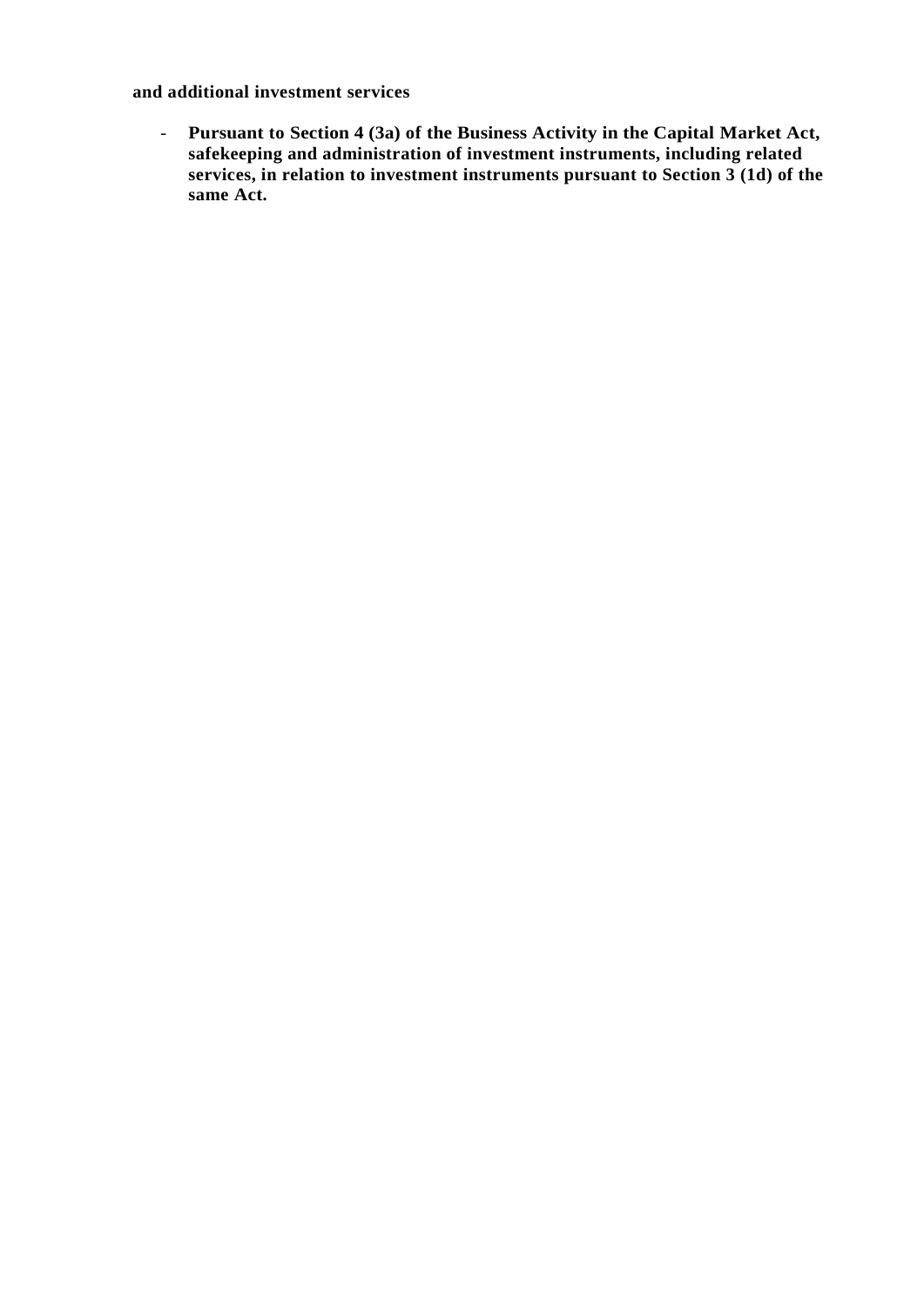**and additional investment services**

- **Pursuant to Section 4 (3a) of the Business Activity in the Capital Market Act, safekeeping and administration of investment instruments, including related services, in relation to investment instruments pursuant to Section 3 (1d) of the same Act.**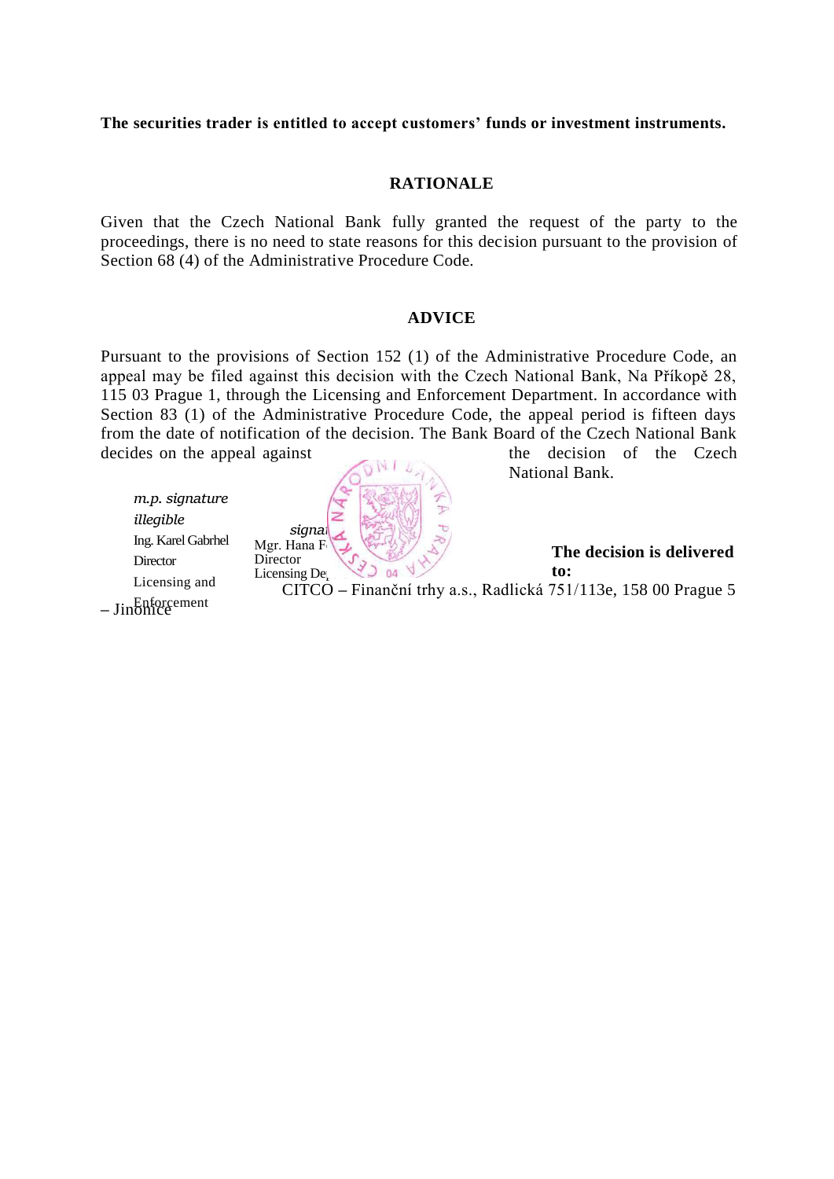**The securities trader is entitled to accept customers' funds or investment instruments.**

## RATIONALE

Given that the Czech National Bank fully granted the request of the party to the proceedings, there is no need to state reasons for this decision pursuant to the provision of Section 68 (4) of the Administrative Procedure Code.

## ADVICE

Pursuant to the provisions of Section 152 (1) of the Administrative Procedure Code, an appeal may be filed against this decision with the Czech National Bank, Na Příkopě 28, 115 03 Prague 1, through the Licensing and Enforcement Department. In accordance with Section 83 (1) of the Administrative Procedure Code, the appeal period is fifteen days from the date of notification of the decision. The Bank Board of the Czech National Bank decides on the appeal against the decision of the Czech National Bank.

*m.p. signature illegible*
Ing. Karel Gabrhel
Director
Licensing and Enforcement

*signa*
Mgr. Hana F
Director
Licensing De

**The decision is delivered to:**
CITCO – Finanční trhy a.s., Radlická 751/113e, 158 00 Prague 5 – Jinonice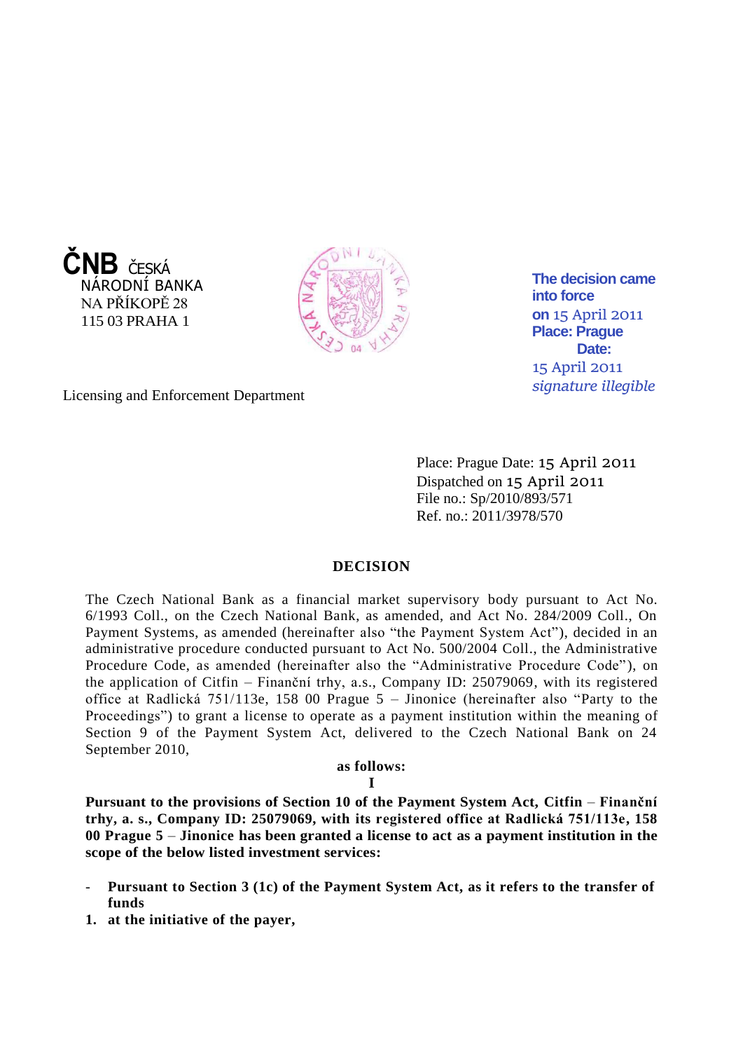**ČNB** ČESKÁ NÁRODNÍ BANKA
NA PŘÍKOPĚ 28
115 03 PRAHA 1

**The decision came into force on** 15 April 2011
**Place: Prague**
**Date:**
15 April 2011
*signature illegible*

Licensing and Enforcement Department

Place: Prague Date: 15 April 2011
Dispatched on 15 April 2011
File no.: Sp/2010/893/571
Ref. no.: 2011/3978/570

## DECISION

The Czech National Bank as a financial market supervisory body pursuant to Act No. 6/1993 Coll., on the Czech National Bank, as amended, and Act No. 284/2009 Coll., On Payment Systems, as amended (hereinafter also "the Payment System Act"), decided in an administrative procedure conducted pursuant to Act No. 500/2004 Coll., the Administrative Procedure Code, as amended (hereinafter also the "Administrative Procedure Code"), on the application of Citfin – Finanční trhy, a.s., Company ID: 25079069, with its registered office at Radlická 751/113e, 158 00 Prague 5 – Jinonice (hereinafter also "Party to the Proceedings") to grant a license to operate as a payment institution within the meaning of Section 9 of the Payment System Act, delivered to the Czech National Bank on 24 September 2010,

**as follows:**

**I**

**Pursuant to the provisions of Section 10 of the Payment System Act, Citfin – Finanční trhy, a. s., Company ID: 25079069, with its registered office at Radlická 751/113e, 158 00 Prague 5 – Jinonice has been granted a license to act as a payment institution in the scope of the below listed investment services:**

- **Pursuant to Section 3 (1c) of the Payment System Act, as it refers to the transfer of funds**

1. **at the initiative of the payer,**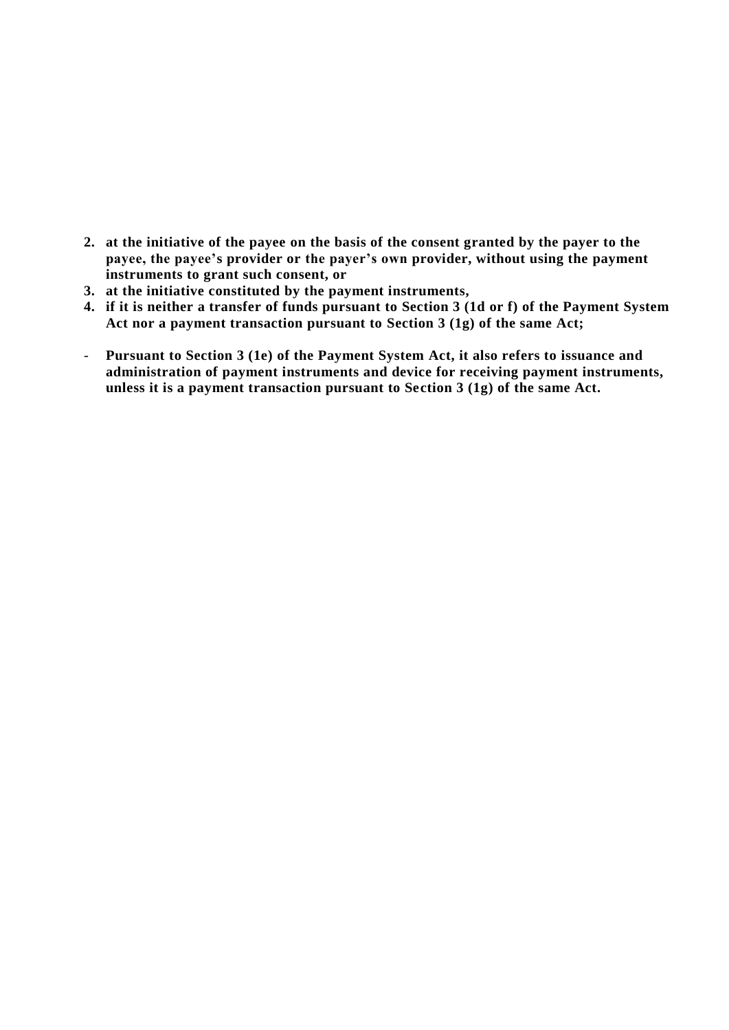2. **at the initiative of the payee on the basis of the consent granted by the payer to the payee, the payee's provider or the payer's own provider, without using the payment instruments to grant such consent, or**
3. **at the initiative constituted by the payment instruments,**
4. **if it is neither a transfer of funds pursuant to Section 3 (1d or f) of the Payment System Act nor a payment transaction pursuant to Section 3 (1g) of the same Act;**

- **Pursuant to Section 3 (1e) of the Payment System Act, it also refers to issuance and administration of payment instruments and device for receiving payment instruments, unless it is a payment transaction pursuant to Section 3 (1g) of the same Act.**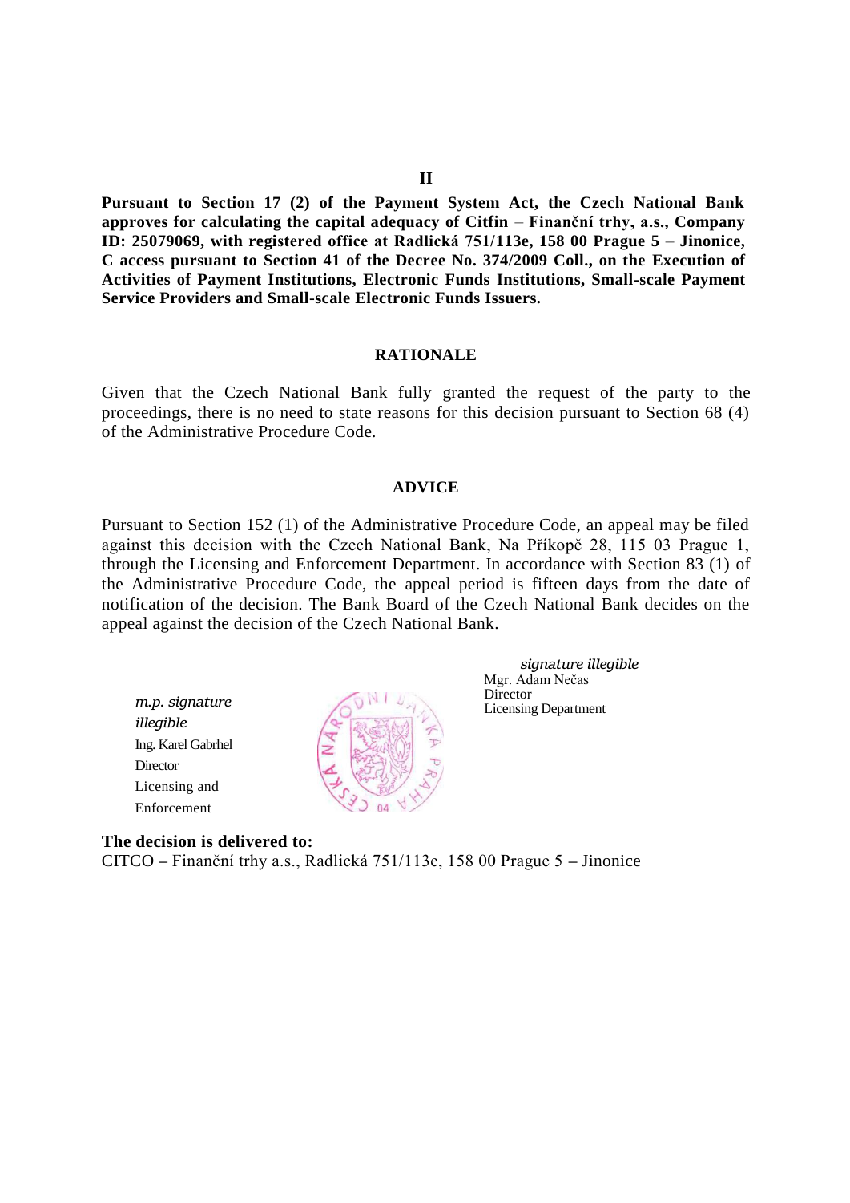# II

**Pursuant to Section 17 (2) of the Payment System Act, the Czech National Bank approves for calculating the capital adequacy of Citfin – Finanční trhy, a.s., Company ID: 25079069, with registered office at Radlická 751/113e, 158 00 Prague 5 – Jinonice, C access pursuant to Section 41 of the Decree No. 374/2009 Coll., on the Execution of Activities of Payment Institutions, Electronic Funds Institutions, Small-scale Payment Service Providers and Small-scale Electronic Funds Issuers.**

## RATIONALE

Given that the Czech National Bank fully granted the request of the party to the proceedings, there is no need to state reasons for this decision pursuant to Section 68 (4) of the Administrative Procedure Code.

## ADVICE

Pursuant to Section 152 (1) of the Administrative Procedure Code, an appeal may be filed against this decision with the Czech National Bank, Na Příkopě 28, 115 03 Prague 1, through the Licensing and Enforcement Department. In accordance with Section 83 (1) of the Administrative Procedure Code, the appeal period is fifteen days from the date of notification of the decision. The Bank Board of the Czech National Bank decides on the appeal against the decision of the Czech National Bank.

*m.p. signature illegible*
Ing. Karel Gabrhel
Director
Licensing and Enforcement

ČESKÁ NÁRODNÍ BANKA PRAHA 04

*signature illegible*
Mgr. Adam Nečas
Director
Licensing Department

**The decision is delivered to:**
CITCO – Finanční trhy a.s., Radlická 751/113e, 158 00 Prague 5 – Jinonice